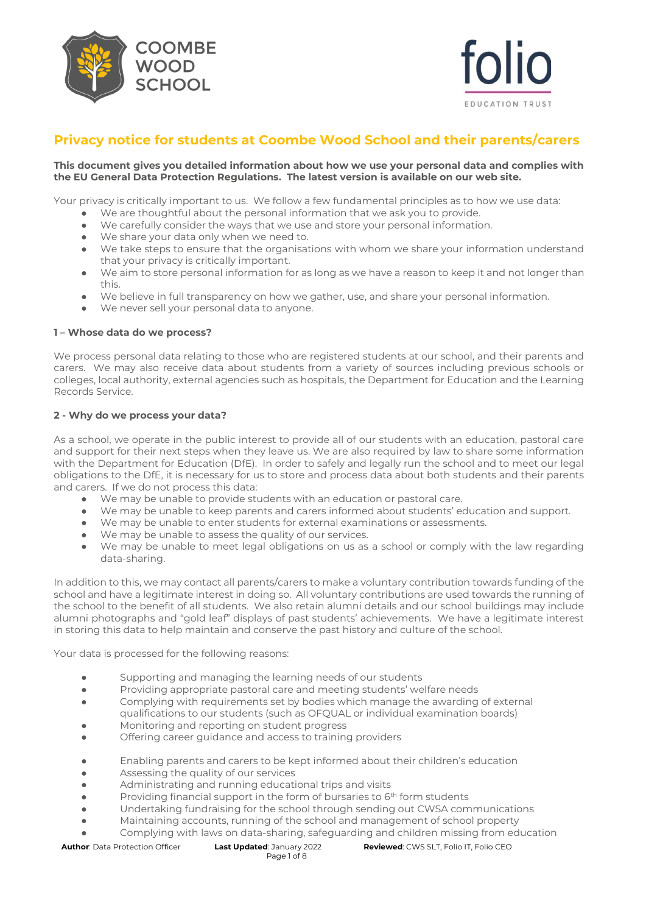# Privacy notice for students at Coombe Wood School and their parents/carers

**This document gives you detailed information about how we use your personal data and complies with the EU General Data Protection Regulations. The latest version is available on our web site.**

Your privacy is critically important to us. We follow a few fundamental principles as to how we use data:

- We are thoughtful about the personal information that we ask you to provide.
- We carefully consider the ways that we use and store your personal information.
- We share your data only when we need to.
- We take steps to ensure that the organisations with whom we share your information understand that your privacy is critically important.
- We aim to store personal information for as long as we have a reason to keep it and not longer than this.
- We believe in full transparency on how we gather, use, and share your personal information.
- We never sell your personal data to anyone.

**1 – Whose data do we process?**

We process personal data relating to those who are registered students at our school, and their parents and carers. We may also receive data about students from a variety of sources including previous schools or colleges, local authority, external agencies such as hospitals, the Department for Education and the Learning Records Service.

**2 - Why do we process your data?**

As a school, we operate in the public interest to provide all of our students with an education, pastoral care and support for their next steps when they leave us. We are also required by law to share some information with the Department for Education (DfE). In order to safely and legally run the school and to meet our legal obligations to the DfE, it is necessary for us to store and process data about both students and their parents and carers. If we do not process this data:

- We may be unable to provide students with an education or pastoral care.
- We may be unable to keep parents and carers informed about students' education and support.
- We may be unable to enter students for external examinations or assessments.
- We may be unable to assess the quality of our services.
- We may be unable to meet legal obligations on us as a school or comply with the law regarding data-sharing.

In addition to this, we may contact all parents/carers to make a voluntary contribution towards funding of the school and have a legitimate interest in doing so. All voluntary contributions are used towards the running of the school to the benefit of all students. We also retain alumni details and our school buildings may include alumni photographs and "gold leaf" displays of past students' achievements. We have a legitimate interest in storing this data to help maintain and conserve the past history and culture of the school.

Your data is processed for the following reasons:

- Supporting and managing the learning needs of our students
- Providing appropriate pastoral care and meeting students' welfare needs
- Complying with requirements set by bodies which manage the awarding of external qualifications to our students (such as OFQUAL or individual examination boards)
- Monitoring and reporting on student progress
- Offering career guidance and access to training providers

- Enabling parents and carers to be kept informed about their children's education
- Assessing the quality of our services
- Administrating and running educational trips and visits
- Providing financial support in the form of bursaries to 6th form students
- Undertaking fundraising for the school through sending out CWSA communications
- Maintaining accounts, running of the school and management of school property
- Complying with laws on data-sharing, safeguarding and children missing from education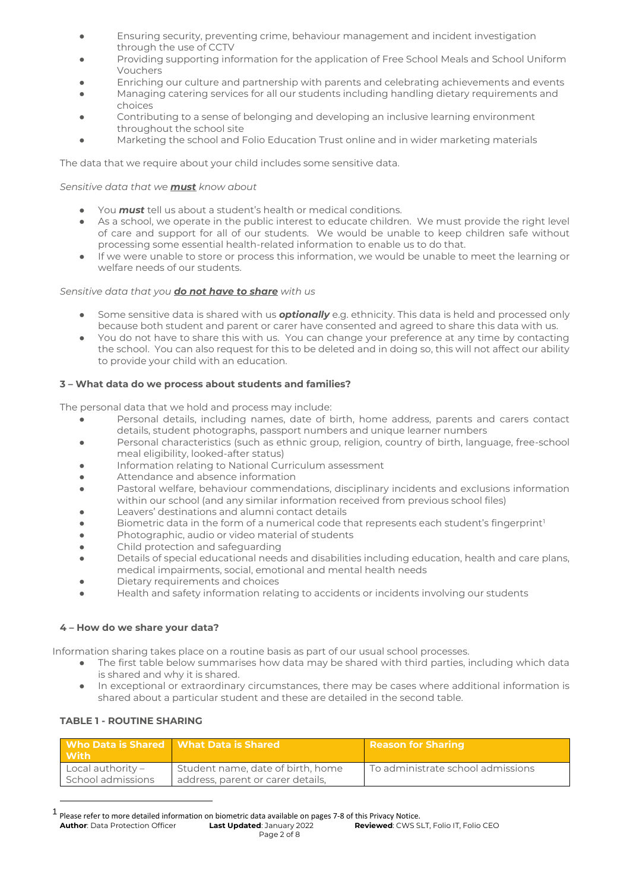- Ensuring security, preventing crime, behaviour management and incident investigation through the use of CCTV
- Providing supporting information for the application of Free School Meals and School Uniform Vouchers
- Enriching our culture and partnership with parents and celebrating achievements and events
- Managing catering services for all our students including handling dietary requirements and choices
- Contributing to a sense of belonging and developing an inclusive learning environment throughout the school site
- Marketing the school and Folio Education Trust online and in wider marketing materials

The data that we require about your child includes some sensitive data.

*Sensitive data that we **must** know about*

- You ***must*** tell us about a student's health or medical conditions.
- As a school, we operate in the public interest to educate children. We must provide the right level of care and support for all of our students. We would be unable to keep children safe without processing some essential health-related information to enable us to do that.
- If we were unable to store or process this information, we would be unable to meet the learning or welfare needs of our students.

*Sensitive data that you **do not have to share** with us*

- Some sensitive data is shared with us ***optionally*** e.g. ethnicity. This data is held and processed only because both student and parent or carer have consented and agreed to share this data with us.
- You do not have to share this with us. You can change your preference at any time by contacting the school. You can also request for this to be deleted and in doing so, this will not affect our ability to provide your child with an education.

### 3 – What data do we process about students and families?

The personal data that we hold and process may include:

- Personal details, including names, date of birth, home address, parents and carers contact details, student photographs, passport numbers and unique learner numbers
- Personal characteristics (such as ethnic group, religion, country of birth, language, free-school meal eligibility, looked-after status)
- Information relating to National Curriculum assessment
- Attendance and absence information
- Pastoral welfare, behaviour commendations, disciplinary incidents and exclusions information within our school (and any similar information received from previous school files)
- Leavers' destinations and alumni contact details
- Biometric data in the form of a numerical code that represents each student's fingerprint[1]
- Photographic, audio or video material of students
- Child protection and safeguarding
- Details of special educational needs and disabilities including education, health and care plans, medical impairments, social, emotional and mental health needs
- Dietary requirements and choices
- Health and safety information relating to accidents or incidents involving our students

### 4 – How do we share your data?

Information sharing takes place on a routine basis as part of our usual school processes.

- The first table below summarises how data may be shared with third parties, including which data is shared and why it is shared.
- In exceptional or extraordinary circumstances, there may be cases where additional information is shared about a particular student and these are detailed in the second table.

**TABLE 1 - ROUTINE SHARING**

| Who Data is Shared With | What Data is Shared | Reason for Sharing |
|---|---|---|
| Local authority – School admissions | Student name, date of birth, home address, parent or carer details, | To administrate school admissions |

[1] Please refer to more detailed information on biometric data available on pages 7-8 of this Privacy Notice.

**Author**: Data Protection Officer **Last Updated**: January 2022 **Reviewed**: CWS SLT, Folio IT, Folio CEO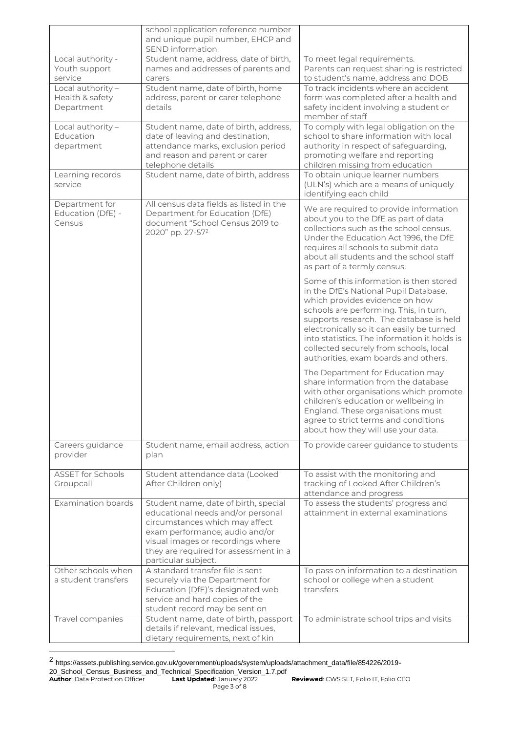| | | |
|---|---|---|
| | school application reference number and unique pupil number, EHCP and SEND information | |
| Local authority - Youth support service | Student name, address, date of birth, names and addresses of parents and carers | To meet legal requirements.<br>Parents can request sharing is restricted to student's name, address and DOB |
| Local authority – Health & safety Department | Student name, date of birth, home address, parent or carer telephone details | To track incidents where an accident form was completed after a health and safety incident involving a student or member of staff |
| Local authority – Education department | Student name, date of birth, address, date of leaving and destination, attendance marks, exclusion period and reason and parent or carer telephone details | To comply with legal obligation on the school to share information with local authority in respect of safeguarding, promoting welfare and reporting children missing from education |
| Learning records service | Student name, date of birth, address | To obtain unique learner numbers (ULN's) which are a means of uniquely identifying each child |
| Department for Education (DfE) - Census | All census data fields as listed in the Department for Education (DfE) document "School Census 2019 to 2020" pp. 27-57[2] | We are required to provide information about you to the DfE as part of data collections such as the school census. Under the Education Act 1996, the DfE requires all schools to submit data about all students and the school staff as part of a termly census.<br><br>Some of this information is then stored in the DfE's National Pupil Database, which provides evidence on how schools are performing. This, in turn, supports research. The database is held electronically so it can easily be turned into statistics. The information it holds is collected securely from schools, local authorities, exam boards and others.<br><br>The Department for Education may share information from the database with other organisations which promote children's education or wellbeing in England. These organisations must agree to strict terms and conditions about how they will use your data. |
| Careers guidance provider | Student name, email address, action plan | To provide career guidance to students |
| ASSET for Schools Groupcall | Student attendance data (Looked After Children only) | To assist with the monitoring and tracking of Looked After Children's attendance and progress |
| Examination boards | Student name, date of birth, special educational needs and/or personal circumstances which may affect exam performance; audio and/or visual images or recordings where they are required for assessment in a particular subject. | To assess the students' progress and attainment in external examinations |
| Other schools when a student transfers | A standard transfer file is sent securely via the Department for Education (DfE)'s designated web service and hard copies of the student record may be sent on | To pass on information to a destination school or college when a student transfers |
| Travel companies | Student name, date of birth, passport details if relevant, medical issues, dietary requirements, next of kin | To administrate school trips and visits |

[2] https://assets.publishing.service.gov.uk/government/uploads/system/uploads/attachment_data/file/854226/2019-20_School_Census_Business_and_Technical_Specification_Version_1.7.pdf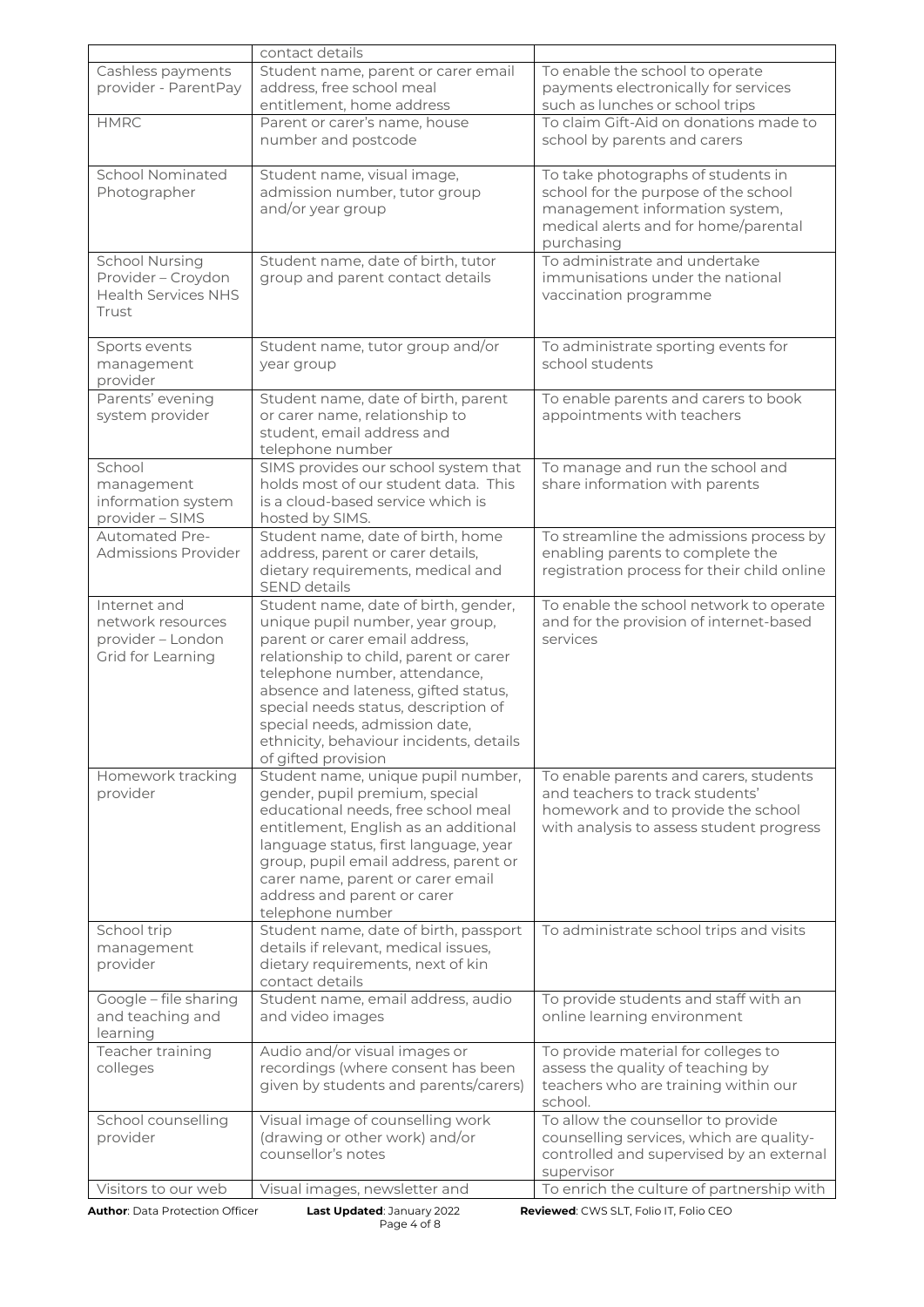| | | |
|---|---|---|
| | contact details | |
| Cashless payments provider - ParentPay | Student name, parent or carer email address, free school meal entitlement, home address | To enable the school to operate payments electronically for services such as lunches or school trips |
| HMRC | Parent or carer's name, house number and postcode | To claim Gift-Aid on donations made to school by parents and carers |
| School Nominated Photographer | Student name, visual image, admission number, tutor group and/or year group | To take photographs of students in school for the purpose of the school management information system, medical alerts and for home/parental purchasing |
| School Nursing Provider – Croydon Health Services NHS Trust | Student name, date of birth, tutor group and parent contact details | To administrate and undertake immunisations under the national vaccination programme |
| Sports events management provider | Student name, tutor group and/or year group | To administrate sporting events for school students |
| Parents' evening system provider | Student name, date of birth, parent or carer name, relationship to student, email address and telephone number | To enable parents and carers to book appointments with teachers |
| School management information system provider – SIMS | SIMS provides our school system that holds most of our student data. This is a cloud-based service which is hosted by SIMS. | To manage and run the school and share information with parents |
| Automated Pre-Admissions Provider | Student name, date of birth, home address, parent or carer details, dietary requirements, medical and SEND details | To streamline the admissions process by enabling parents to complete the registration process for their child online |
| Internet and network resources provider – London Grid for Learning | Student name, date of birth, gender, unique pupil number, year group, parent or carer email address, relationship to child, parent or carer telephone number, attendance, absence and lateness, gifted status, special needs status, description of special needs, admission date, ethnicity, behaviour incidents, details of gifted provision | To enable the school network to operate and for the provision of internet-based services |
| Homework tracking provider | Student name, unique pupil number, gender, pupil premium, special educational needs, free school meal entitlement, English as an additional language status, first language, year group, pupil email address, parent or carer name, parent or carer email address and parent or carer telephone number | To enable parents and carers, students and teachers to track students' homework and to provide the school with analysis to assess student progress |
| School trip management provider | Student name, date of birth, passport details if relevant, medical issues, dietary requirements, next of kin contact details | To administrate school trips and visits |
| Google – file sharing and teaching and learning | Student name, email address, audio and video images | To provide students and staff with an online learning environment |
| Teacher training colleges | Audio and/or visual images or recordings (where consent has been given by students and parents/carers) | To provide material for colleges to assess the quality of teaching by teachers who are training within our school. |
| School counselling provider | Visual image of counselling work (drawing or other work) and/or counsellor's notes | To allow the counsellor to provide counselling services, which are quality-controlled and supervised by an external supervisor |
| Visitors to our web | Visual images, newsletter and | To enrich the culture of partnership with |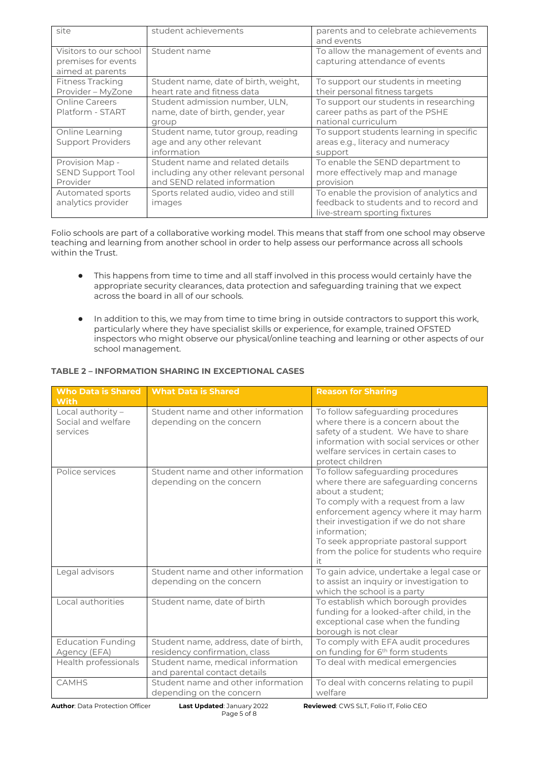| | | |
|---|---|---|
| site | student achievements | parents and to celebrate achievements and events |
| Visitors to our school premises for events aimed at parents | Student name | To allow the management of events and capturing attendance of events |
| Fitness Tracking Provider – MyZone | Student name, date of birth, weight, heart rate and fitness data | To support our students in meeting their personal fitness targets |
| Online Careers Platform - START | Student admission number, ULN, name, date of birth, gender, year group | To support our students in researching career paths as part of the PSHE national curriculum |
| Online Learning Support Providers | Student name, tutor group, reading age and any other relevant information | To support students learning in specific areas e.g., literacy and numeracy support |
| Provision Map - SEND Support Tool Provider | Student name and related details including any other relevant personal and SEND related information | To enable the SEND department to more effectively map and manage provision |
| Automated sports analytics provider | Sports related audio, video and still images | To enable the provision of analytics and feedback to students and to record and live-stream sporting fixtures |

Folio schools are part of a collaborative working model. This means that staff from one school may observe teaching and learning from another school in order to help assess our performance across all schools within the Trust.

- This happens from time to time and all staff involved in this process would certainly have the appropriate security clearances, data protection and safeguarding training that we expect across the board in all of our schools.

- In addition to this, we may from time to time bring in outside contractors to support this work, particularly where they have specialist skills or experience, for example, trained OFSTED inspectors who might observe our physical/online teaching and learning or other aspects of our school management.

**TABLE 2 – INFORMATION SHARING IN EXCEPTIONAL CASES**

| Who Data is Shared With | What Data is Shared | Reason for Sharing |
|---|---|---|
| Local authority – Social and welfare services | Student name and other information depending on the concern | To follow safeguarding procedures where there is a concern about the safety of a student. We have to share information with social services or other welfare services in certain cases to protect children |
| Police services | Student name and other information depending on the concern | To follow safeguarding procedures where there are safeguarding concerns about a student;<br>To comply with a request from a law enforcement agency where it may harm their investigation if we do not share information;<br>To seek appropriate pastoral support from the police for students who require it |
| Legal advisors | Student name and other information depending on the concern | To gain advice, undertake a legal case or to assist an inquiry or investigation to which the school is a party |
| Local authorities | Student name, date of birth | To establish which borough provides funding for a looked-after child, in the exceptional case when the funding borough is not clear |
| Education Funding Agency (EFA) | Student name, address, date of birth, residency confirmation, class | To comply with EFA audit procedures on funding for 6th form students |
| Health professionals | Student name, medical information and parental contact details | To deal with medical emergencies |
| CAMHS | Student name and other information depending on the concern | To deal with concerns relating to pupil welfare |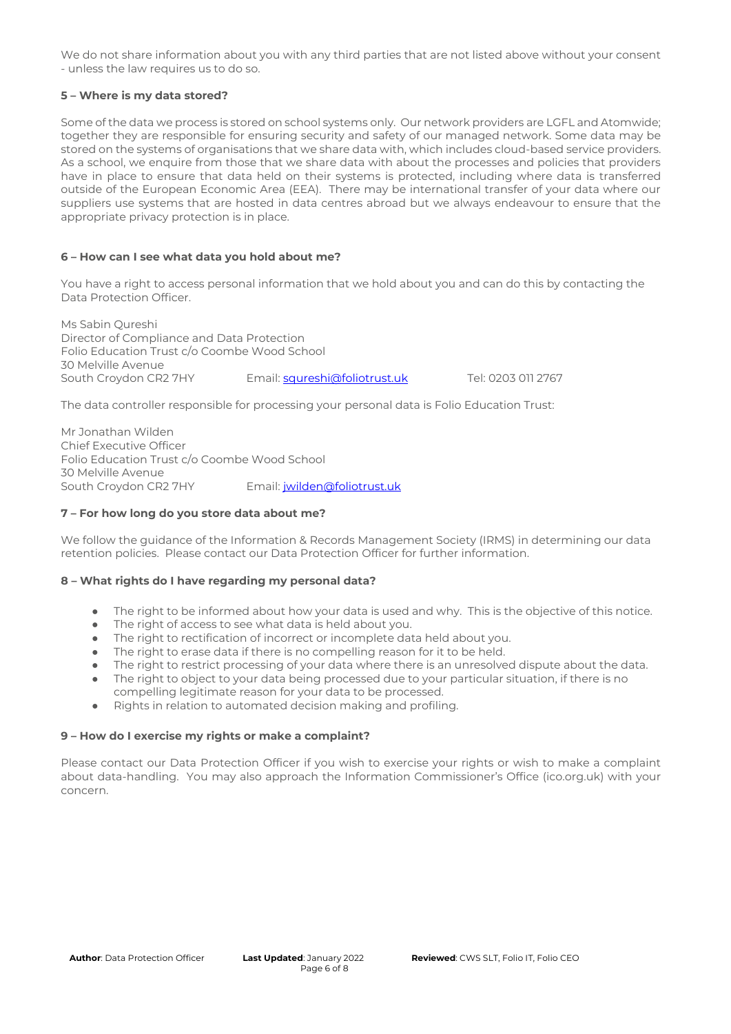We do not share information about you with any third parties that are not listed above without your consent - unless the law requires us to do so.

**5 – Where is my data stored?**

Some of the data we process is stored on school systems only. Our network providers are LGFL and Atomwide; together they are responsible for ensuring security and safety of our managed network. Some data may be stored on the systems of organisations that we share data with, which includes cloud-based service providers. As a school, we enquire from those that we share data with about the processes and policies that providers have in place to ensure that data held on their systems is protected, including where data is transferred outside of the European Economic Area (EEA). There may be international transfer of your data where our suppliers use systems that are hosted in data centres abroad but we always endeavour to ensure that the appropriate privacy protection is in place.

**6 – How can I see what data you hold about me?**

You have a right to access personal information that we hold about you and can do this by contacting the Data Protection Officer.

Ms Sabin Qureshi
Director of Compliance and Data Protection
Folio Education Trust c/o Coombe Wood School
30 Melville Avenue
South Croydon CR2 7HY Email: squreshi@foliotrust.uk Tel: 0203 011 2767

The data controller responsible for processing your personal data is Folio Education Trust:

Mr Jonathan Wilden
Chief Executive Officer
Folio Education Trust c/o Coombe Wood School
30 Melville Avenue
South Croydon CR2 7HY Email: jwilden@foliotrust.uk

**7 – For how long do you store data about me?**

We follow the guidance of the Information & Records Management Society (IRMS) in determining our data retention policies. Please contact our Data Protection Officer for further information.

**8 – What rights do I have regarding my personal data?**

- The right to be informed about how your data is used and why. This is the objective of this notice.
- The right of access to see what data is held about you.
- The right to rectification of incorrect or incomplete data held about you.
- The right to erase data if there is no compelling reason for it to be held.
- The right to restrict processing of your data where there is an unresolved dispute about the data.
- The right to object to your data being processed due to your particular situation, if there is no compelling legitimate reason for your data to be processed.
- Rights in relation to automated decision making and profiling.

**9 – How do I exercise my rights or make a complaint?**

Please contact our Data Protection Officer if you wish to exercise your rights or wish to make a complaint about data-handling. You may also approach the Information Commissioner's Office (ico.org.uk) with your concern.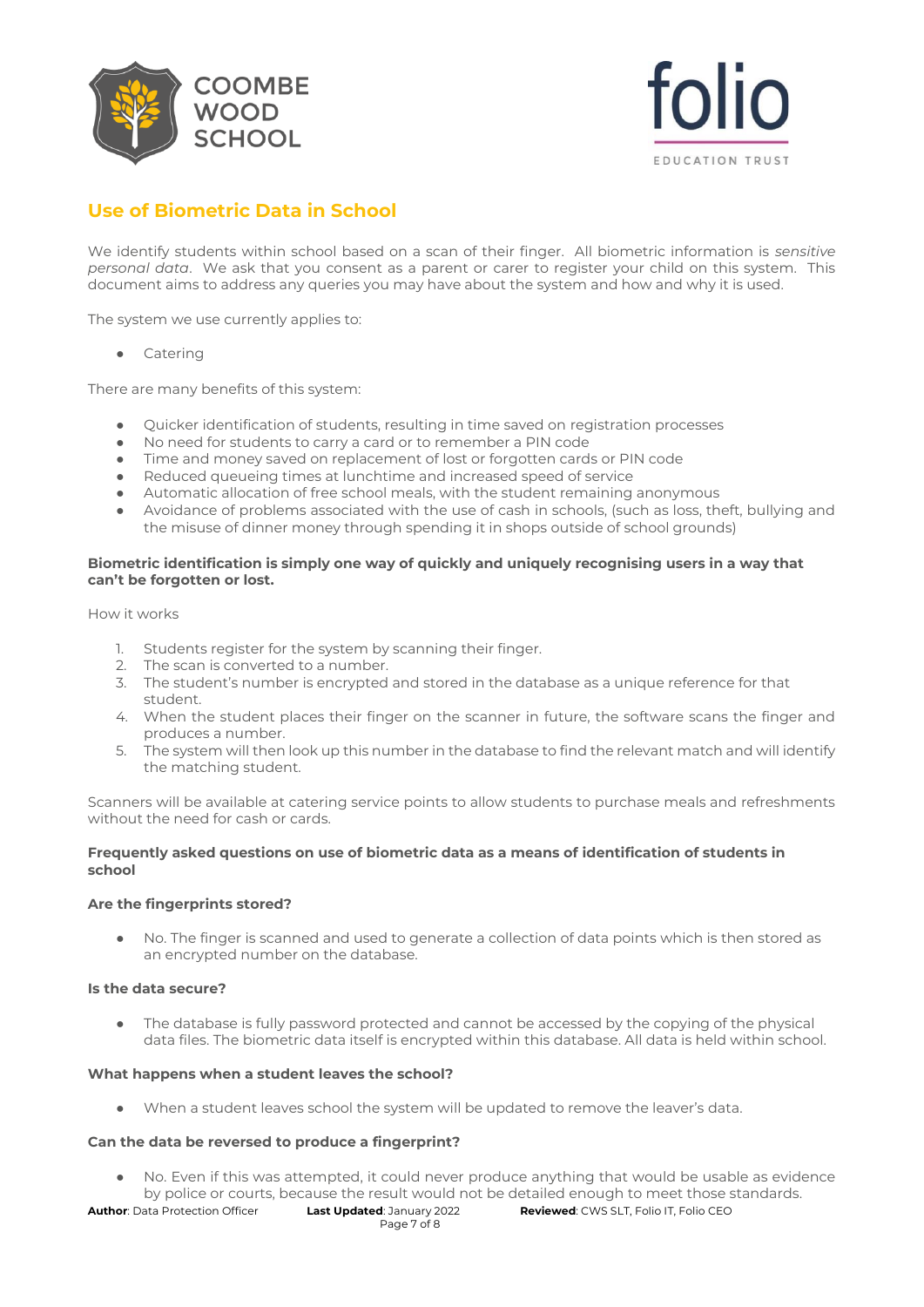## Use of Biometric Data in School

We identify students within school based on a scan of their finger. All biometric information is *sensitive personal data*. We ask that you consent as a parent or carer to register your child on this system. This document aims to address any queries you may have about the system and how and why it is used.

The system we use currently applies to:

- Catering

There are many benefits of this system:

- Quicker identification of students, resulting in time saved on registration processes
- No need for students to carry a card or to remember a PIN code
- Time and money saved on replacement of lost or forgotten cards or PIN code
- Reduced queueing times at lunchtime and increased speed of service
- Automatic allocation of free school meals, with the student remaining anonymous
- Avoidance of problems associated with the use of cash in schools, (such as loss, theft, bullying and the misuse of dinner money through spending it in shops outside of school grounds)

**Biometric identification is simply one way of quickly and uniquely recognising users in a way that can't be forgotten or lost.**

How it works

1. Students register for the system by scanning their finger.
2. The scan is converted to a number.
3. The student's number is encrypted and stored in the database as a unique reference for that student.
4. When the student places their finger on the scanner in future, the software scans the finger and produces a number.
5. The system will then look up this number in the database to find the relevant match and will identify the matching student.

Scanners will be available at catering service points to allow students to purchase meals and refreshments without the need for cash or cards.

**Frequently asked questions on use of biometric data as a means of identification of students in school**

**Are the fingerprints stored?**

- No. The finger is scanned and used to generate a collection of data points which is then stored as an encrypted number on the database.

**Is the data secure?**

- The database is fully password protected and cannot be accessed by the copying of the physical data files. The biometric data itself is encrypted within this database. All data is held within school.

**What happens when a student leaves the school?**

- When a student leaves school the system will be updated to remove the leaver's data.

**Can the data be reversed to produce a fingerprint?**

- No. Even if this was attempted, it could never produce anything that would be usable as evidence by police or courts, because the result would not be detailed enough to meet those standards.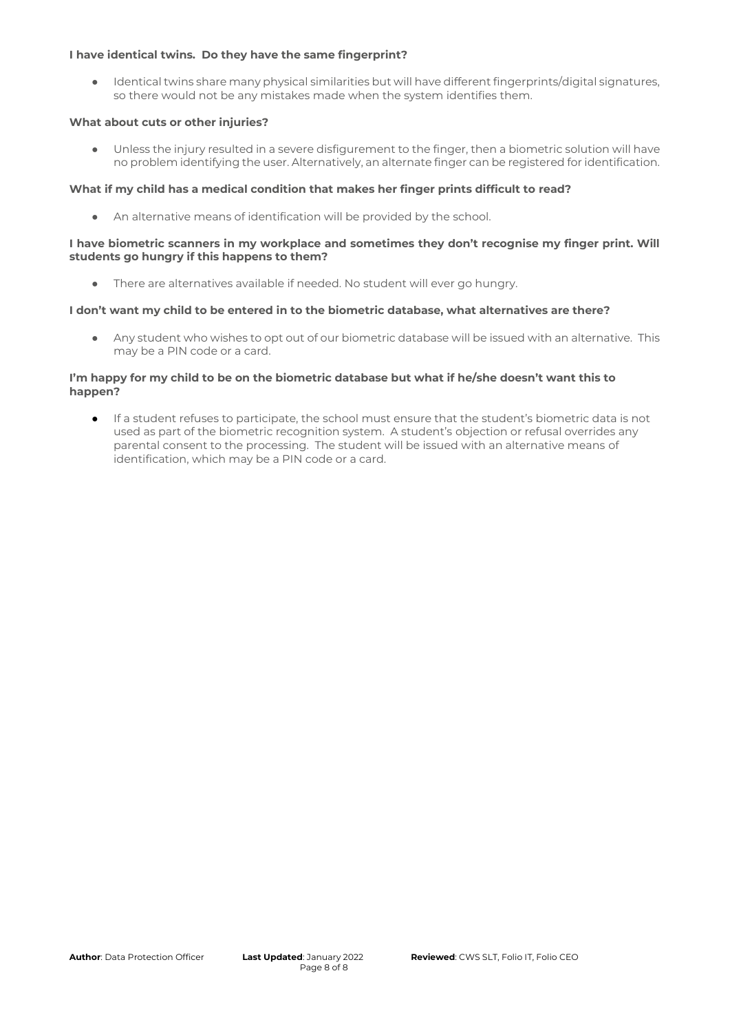**I have identical twins.  Do they have the same fingerprint?**

- Identical twins share many physical similarities but will have different fingerprints/digital signatures, so there would not be any mistakes made when the system identifies them.

**What about cuts or other injuries?**

- Unless the injury resulted in a severe disfigurement to the finger, then a biometric solution will have no problem identifying the user. Alternatively, an alternate finger can be registered for identification.

**What if my child has a medical condition that makes her finger prints difficult to read?**

- An alternative means of identification will be provided by the school.

**I have biometric scanners in my workplace and sometimes they don't recognise my finger print. Will students go hungry if this happens to them?**

- There are alternatives available if needed. No student will ever go hungry.

**I don't want my child to be entered in to the biometric database, what alternatives are there?**

- Any student who wishes to opt out of our biometric database will be issued with an alternative.  This may be a PIN code or a card.

**I'm happy for my child to be on the biometric database but what if he/she doesn't want this to happen?**

- If a student refuses to participate, the school must ensure that the student's biometric data is not used as part of the biometric recognition system.  A student's objection or refusal overrides any parental consent to the processing.  The student will be issued with an alternative means of identification, which may be a PIN code or a card.